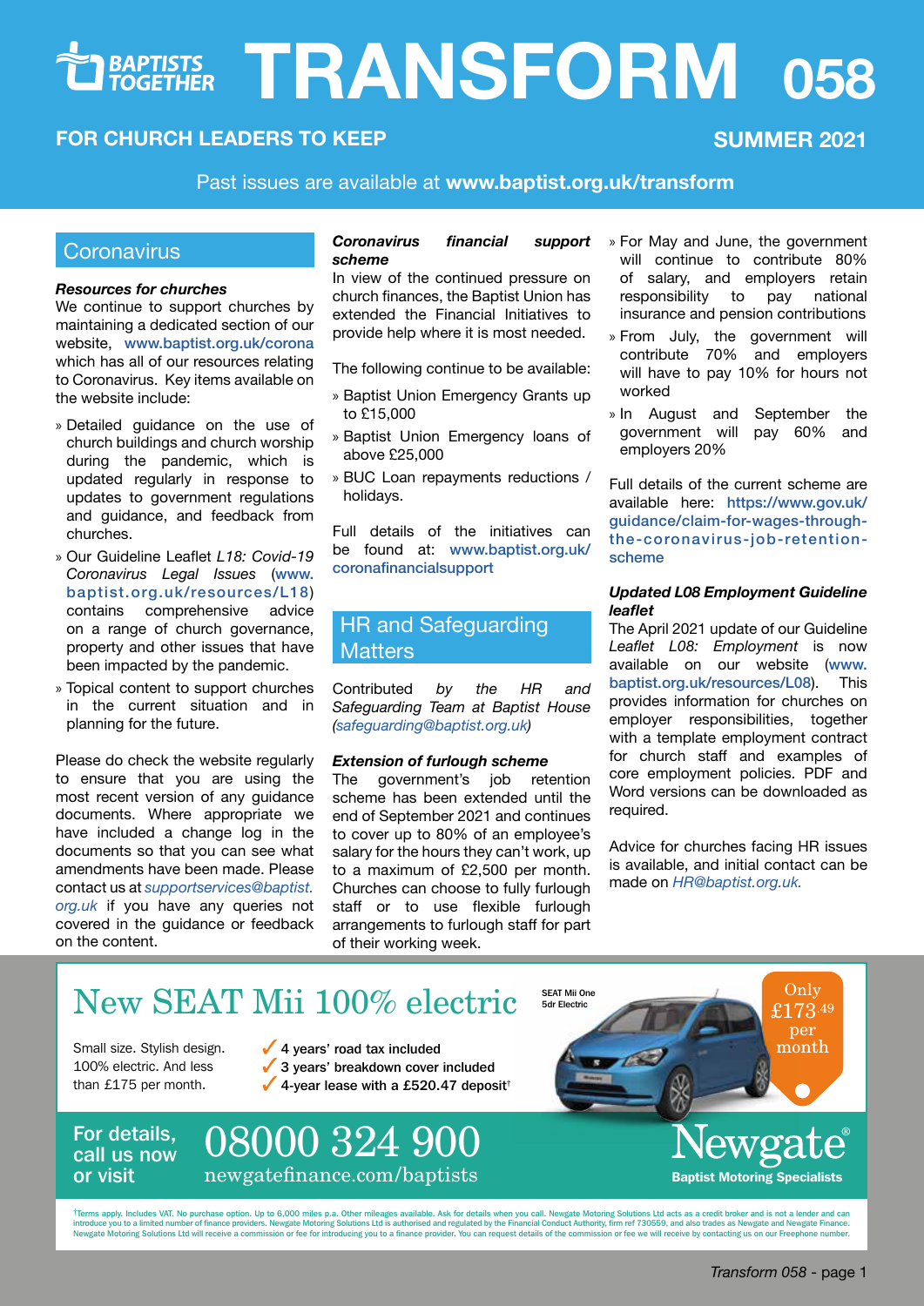# TRANSFORM 058

BAPTISTS TOGETHER

**FOR CHURCH LEADERS TO KEEP** **SUMMER 2021**

Past issues are available at **www.baptist.org.uk/transform**

## Coronavirus

***Resources for churches***

We continue to support churches by maintaining a dedicated section of our website, www.baptist.org.uk/corona which has all of our resources relating to Coronavirus. Key items available on the website include:

- Detailed guidance on the use of church buildings and church worship during the pandemic, which is updated regularly in response to updates to government regulations and guidance, and feedback from churches.
- Our Guideline Leaflet *L18: Covid-19 Coronavirus Legal Issues* (www.baptist.org.uk/resources/L18) contains comprehensive advice on a range of church governance, property and other issues that have been impacted by the pandemic.
- Topical content to support churches in the current situation and in planning for the future.

Please do check the website regularly to ensure that you are using the most recent version of any guidance documents. Where appropriate we have included a change log in the documents so that you can see what amendments have been made. Please contact us at *supportservices@baptist.org.uk* if you have any queries not covered in the guidance or feedback on the content.

***Coronavirus financial support scheme***

In view of the continued pressure on church finances, the Baptist Union has extended the Financial Initiatives to provide help where it is most needed.

The following continue to be available:

- Baptist Union Emergency Grants up to £15,000
- Baptist Union Emergency loans of above £25,000
- BUC Loan repayments reductions / holidays.

Full details of the initiatives can be found at: www.baptist.org.uk/coronafinancialsupport

## HR and Safeguarding Matters

Contributed *by the HR and Safeguarding Team at Baptist House (safeguarding@baptist.org.uk)*

***Extension of furlough scheme***

The government's job retention scheme has been extended until the end of September 2021 and continues to cover up to 80% of an employee's salary for the hours they can't work, up to a maximum of £2,500 per month. Churches can choose to fully furlough staff or to use flexible furlough arrangements to furlough staff for part of their working week.

- For May and June, the government will continue to contribute 80% of salary, and employers retain responsibility to pay national insurance and pension contributions
- From July, the government will contribute 70% and employers will have to pay 10% for hours not worked
- In August and September the government will pay 60% and employers 20%

Full details of the current scheme are available here: https://www.gov.uk/guidance/claim-for-wages-through-the-coronavirus-job-retention-scheme

***Updated L08 Employment Guideline leaflet***

The April 2021 update of our Guideline *Leaflet L08: Employment* is now available on our website (www.baptist.org.uk/resources/L08). This provides information for churches on employer responsibilities, together with a template employment contract for church staff and examples of core employment policies. PDF and Word versions can be downloaded as required.

Advice for churches facing HR issues is available, and initial contact can be made on *HR@baptist.org.uk.*

---

New SEAT Mii 100% electric

SEAT Mii One 5dr Electric

Only £173.49 per month

Small size. Stylish design. 100% electric. And less than £175 per month.

- ✓ 4 years' road tax included
- ✓ 3 years' breakdown cover included
- ✓ 4-year lease with a £520.47 deposit†

For details, call us now or visit **08000 324 900** newgatefinance.com/baptists

Newgate® Baptist Motoring Specialists

†Terms apply. Includes VAT. No purchase option. Up to 6,000 miles p.a. Other mileages available. Ask for details when you call. Newgate Motoring Solutions Ltd acts as a credit broker and is not a lender and can introduce you to a limited number of finance providers. Newgate Motoring Solutions Ltd is authorised and regulated by the Financial Conduct Authority, firm ref 730559, and also trades as Newgate and Newgate Finance. Newgate Motoring Solutions Ltd will receive a commission or fee for introducing you to a finance provider. You can request details of the commission or fee we will receive by contacting us on our Freephone number.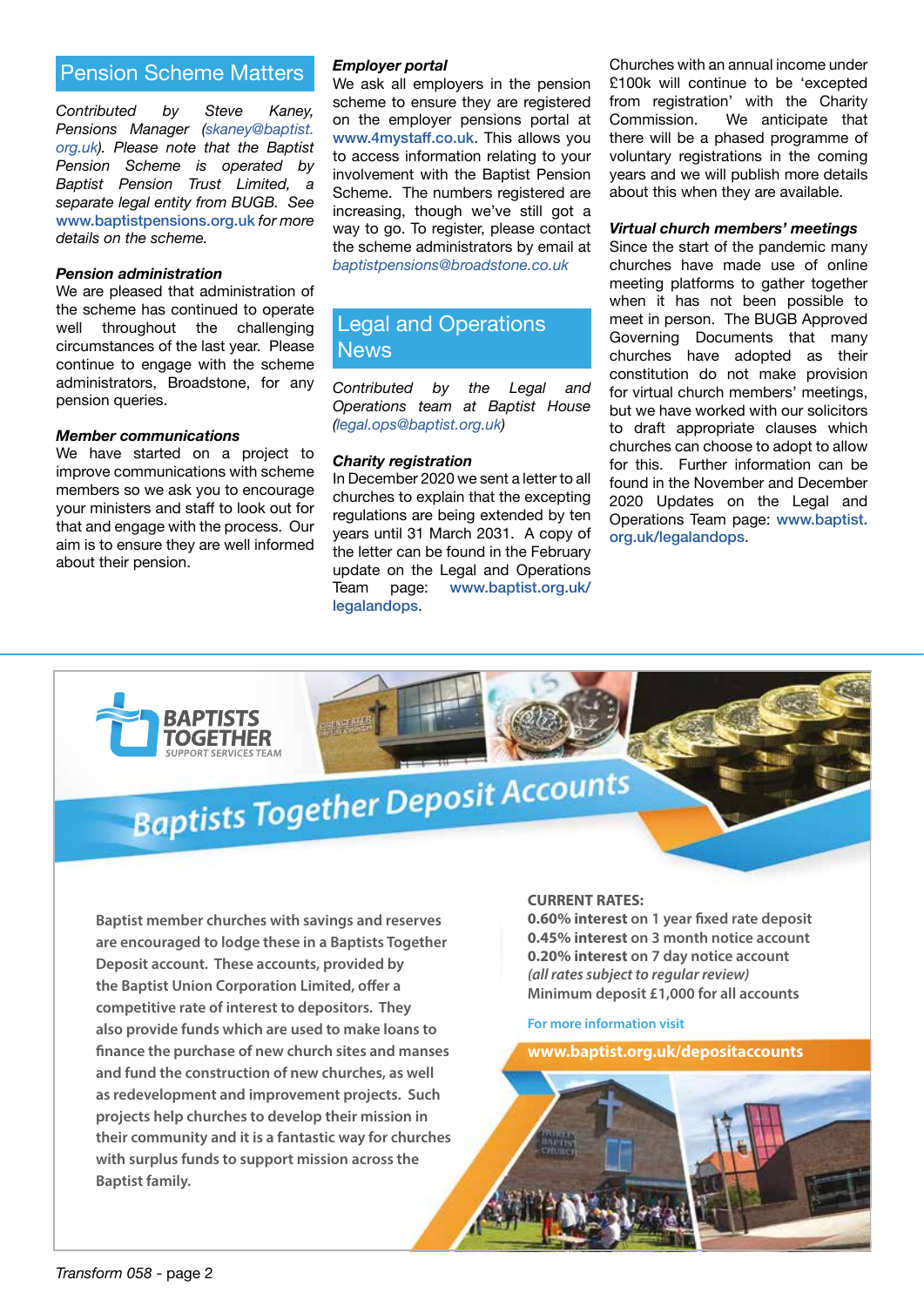## Pension Scheme Matters

*Contributed by Steve Kaney, Pensions Manager (skaney@baptist.org.uk). Please note that the Baptist Pension Scheme is operated by Baptist Pension Trust Limited, a separate legal entity from BUGB. See www.baptistpensions.org.uk for more details on the scheme.*

### *Pension administration*

We are pleased that administration of the scheme has continued to operate well throughout the challenging circumstances of the last year. Please continue to engage with the scheme administrators, Broadstone, for any pension queries.

### *Member communications*

We have started on a project to improve communications with scheme members so we ask you to encourage your ministers and staff to look out for that and engage with the process. Our aim is to ensure they are well informed about their pension.

### *Employer portal*

We ask all employers in the pension scheme to ensure they are registered on the employer pensions portal at www.4mystaff.co.uk. This allows you to access information relating to your involvement with the Baptist Pension Scheme. The numbers registered are increasing, though we've still got a way to go. To register, please contact the scheme administrators by email at *baptistpensions@broadstone.co.uk*

## Legal and Operations News

*Contributed by the Legal and Operations team at Baptist House (legal.ops@baptist.org.uk)*

### *Charity registration*

In December 2020 we sent a letter to all churches to explain that the excepting regulations are being extended by ten years until 31 March 2031. A copy of the letter can be found in the February update on the Legal and Operations Team page: www.baptist.org.uk/legalandops.

Churches with an annual income under £100k will continue to be 'excepted from registration' with the Charity Commission. We anticipate that there will be a phased programme of voluntary registrations in the coming years and we will publish more details about this when they are available.

### *Virtual church members' meetings*

Since the start of the pandemic many churches have made use of online meeting platforms to gather together when it has not been possible to meet in person. The BUGB Approved Governing Documents that many churches have adopted as their constitution do not make provision for virtual church members' meetings, but we have worked with our solicitors to draft appropriate clauses which churches can choose to adopt to allow for this. Further information can be found in the November and December 2020 Updates on the Legal and Operations Team page: www.baptist.org.uk/legalandops.

---

**BAPTISTS TOGETHER**
SUPPORT SERVICES TEAM

## Baptists Together Deposit Accounts

**Baptist member churches with savings and reserves are encouraged to lodge these in a Baptists Together Deposit account. These accounts, provided by the Baptist Union Corporation Limited, offer a competitive rate of interest to depositors. They also provide funds which are used to make loans to finance the purchase of new church sites and manses and fund the construction of new churches, as well as redevelopment and improvement projects. Such projects help churches to develop their mission in their community and it is a fantastic way for churches with surplus funds to support mission across the Baptist family.**

**CURRENT RATES:**
**0.60% interest** on 1 year fixed rate deposit
**0.45% interest** on 3 month notice account
**0.20% interest** on 7 day notice account
*(all rates subject to regular review)*
Minimum deposit £1,000 for all accounts

For more information visit

**www.baptist.org.uk/depositaccounts**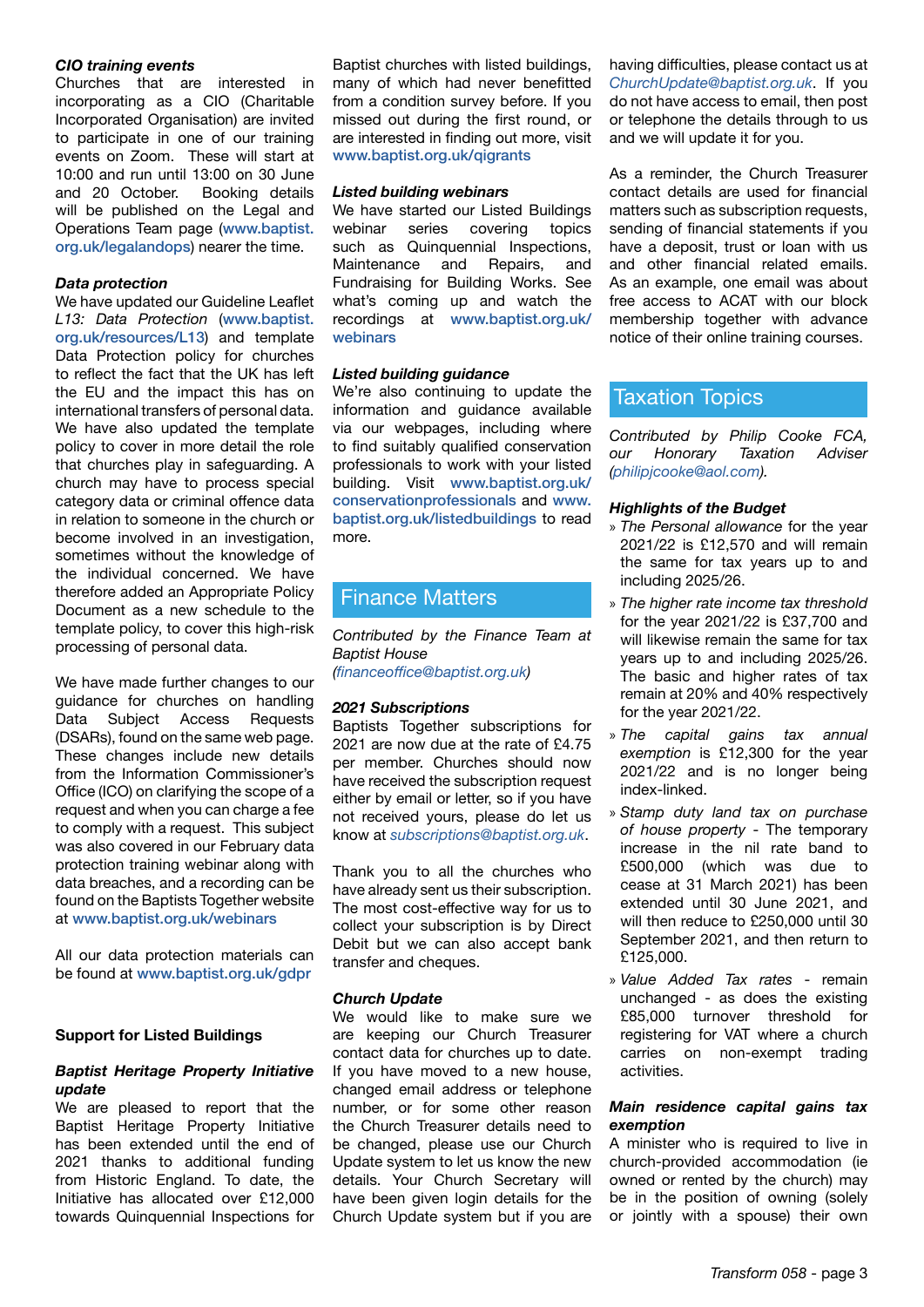***CIO training events***

Churches that are interested in incorporating as a CIO (Charitable Incorporated Organisation) are invited to participate in one of our training events on Zoom. These will start at 10:00 and run until 13:00 on 30 June and 20 October. Booking details will be published on the Legal and Operations Team page (www.baptist.org.uk/legalandops) nearer the time.

***Data protection***

We have updated our Guideline Leaflet *L13: Data Protection* (www.baptist.org.uk/resources/L13) and template Data Protection policy for churches to reflect the fact that the UK has left the EU and the impact this has on international transfers of personal data. We have also updated the template policy to cover in more detail the role that churches play in safeguarding. A church may have to process special category data or criminal offence data in relation to someone in the church or become involved in an investigation, sometimes without the knowledge of the individual concerned. We have therefore added an Appropriate Policy Document as a new schedule to the template policy, to cover this high-risk processing of personal data.

We have made further changes to our guidance for churches on handling Data Subject Access Requests (DSARs), found on the same web page. These changes include new details from the Information Commissioner's Office (ICO) on clarifying the scope of a request and when you can charge a fee to comply with a request. This subject was also covered in our February data protection training webinar along with data breaches, and a recording can be found on the Baptists Together website at www.baptist.org.uk/webinars

All our data protection materials can be found at www.baptist.org.uk/gdpr

**Support for Listed Buildings**

***Baptist Heritage Property Initiative update***

We are pleased to report that the Baptist Heritage Property Initiative has been extended until the end of 2021 thanks to additional funding from Historic England. To date, the Initiative has allocated over £12,000 towards Quinquennial Inspections for Baptist churches with listed buildings, many of which had never benefitted from a condition survey before. If you missed out during the first round, or are interested in finding out more, visit www.baptist.org.uk/qigrants

***Listed building webinars***

We have started our Listed Buildings webinar series covering topics such as Quinquennial Inspections, Maintenance and Repairs, and Fundraising for Building Works. See what's coming up and watch the recordings at www.baptist.org.uk/webinars

***Listed building guidance***

We're also continuing to update the information and guidance available via our webpages, including where to find suitably qualified conservation professionals to work with your listed building. Visit www.baptist.org.uk/conservationprofessionals and www.baptist.org.uk/listedbuildings to read more.

## Finance Matters

*Contributed by the Finance Team at Baptist House (financeoffice@baptist.org.uk)*

***2021 Subscriptions***

Baptists Together subscriptions for 2021 are now due at the rate of £4.75 per member. Churches should now have received the subscription request either by email or letter, so if you have not received yours, please do let us know at *subscriptions@baptist.org.uk*.

Thank you to all the churches who have already sent us their subscription. The most cost-effective way for us to collect your subscription is by Direct Debit but we can also accept bank transfer and cheques.

***Church Update***

We would like to make sure we are keeping our Church Treasurer contact data for churches up to date. If you have moved to a new house, changed email address or telephone number, or for some other reason the Church Treasurer details need to be changed, please use our Church Update system to let us know the new details. Your Church Secretary will have been given login details for the Church Update system but if you are having difficulties, please contact us at *ChurchUpdate@baptist.org.uk*. If you do not have access to email, then post or telephone the details through to us and we will update it for you.

As a reminder, the Church Treasurer contact details are used for financial matters such as subscription requests, sending of financial statements if you have a deposit, trust or loan with us and other financial related emails. As an example, one email was about free access to ACAT with our block membership together with advance notice of their online training courses.

## Taxation Topics

*Contributed by Philip Cooke FCA, our Honorary Taxation Adviser (philipjcooke@aol.com).*

***Highlights of the Budget***

- *The Personal allowance* for the year 2021/22 is £12,570 and will remain the same for tax years up to and including 2025/26.
- *The higher rate income tax threshold* for the year 2021/22 is £37,700 and will likewise remain the same for tax years up to and including 2025/26. The basic and higher rates of tax remain at 20% and 40% respectively for the year 2021/22.
- *The capital gains tax annual exemption* is £12,300 for the year 2021/22 and is no longer being index-linked.
- *Stamp duty land tax on purchase of house property* - The temporary increase in the nil rate band to £500,000 (which was due to cease at 31 March 2021) has been extended until 30 June 2021, and will then reduce to £250,000 until 30 September 2021, and then return to £125,000.
- *Value Added Tax rates* - remain unchanged - as does the existing £85,000 turnover threshold for registering for VAT where a church carries on non-exempt trading activities.

***Main residence capital gains tax exemption***

A minister who is required to live in church-provided accommodation (ie owned or rented by the church) may be in the position of owning (solely or jointly with a spouse) their own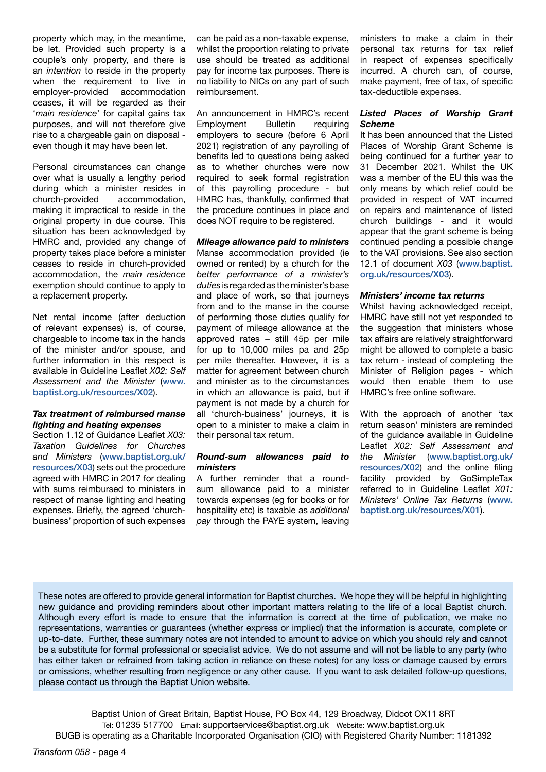property which may, in the meantime, be let. Provided such property is a couple's only property, and there is an *intention* to reside in the property when the requirement to live in employer-provided accommodation ceases, it will be regarded as their '*main residence*' for capital gains tax purposes, and will not therefore give rise to a chargeable gain on disposal - even though it may have been let.

Personal circumstances can change over what is usually a lengthy period during which a minister resides in church-provided accommodation, making it impractical to reside in the original property in due course. This situation has been acknowledged by HMRC and, provided any change of property takes place before a minister ceases to reside in church-provided accommodation, the *main residence* exemption should continue to apply to a replacement property.

Net rental income (after deduction of relevant expenses) is, of course, chargeable to income tax in the hands of the minister and/or spouse, and further information in this respect is available in Guideline Leaflet *X02: Self Assessment and the Minister* (**www.baptist.org.uk/resources/X02**).

***Tax treatment of reimbursed manse lighting and heating expenses***

Section 1.12 of Guidance Leaflet *X03: Taxation Guidelines for Churches and Ministers* (**www.baptist.org.uk/resources/X03**) sets out the procedure agreed with HMRC in 2017 for dealing with sums reimbursed to ministers in respect of manse lighting and heating expenses. Briefly, the agreed 'church-business' proportion of such expenses can be paid as a non-taxable expense, whilst the proportion relating to private use should be treated as additional pay for income tax purposes. There is no liability to NICs on any part of such reimbursement.

An announcement in HMRC's recent Employment Bulletin requiring employers to secure (before 6 April 2021) registration of any payrolling of benefits led to questions being asked as to whether churches were now required to seek formal registration of this payrolling procedure - but HMRC has, thankfully, confirmed that the procedure continues in place and does NOT require to be registered.

***Mileage allowance paid to ministers***

Manse accommodation provided (ie owned or rented) by a church for the *better performance of a minister's duties* is regarded as the minister's base and place of work, so that journeys from and to the manse in the course of performing those duties qualify for payment of mileage allowance at the approved rates – still 45p per mile for up to 10,000 miles pa and 25p per mile thereafter. However, it is a matter for agreement between church and minister as to the circumstances in which an allowance is paid, but if payment is not made by a church for all 'church-business' journeys, it is open to a minister to make a claim in their personal tax return.

***Round-sum allowances paid to ministers***

A further reminder that a round-sum allowance paid to a minister towards expenses (eg for books or for hospitality etc) is taxable as *additional pay* through the PAYE system, leaving ministers to make a claim in their personal tax returns for tax relief in respect of expenses specifically incurred. A church can, of course, make payment, free of tax, of specific tax-deductible expenses.

***Listed Places of Worship Grant Scheme***

It has been announced that the Listed Places of Worship Grant Scheme is being continued for a further year to 31 December 2021. Whilst the UK was a member of the EU this was the only means by which relief could be provided in respect of VAT incurred on repairs and maintenance of listed church buildings - and it would appear that the grant scheme is being continued pending a possible change to the VAT provisions. See also section 12.1 of document *X03* (**www.baptist.org.uk/resources/X03**).

***Ministers' income tax returns***

Whilst having acknowledged receipt, HMRC have still not yet responded to the suggestion that ministers whose tax affairs are relatively straightforward might be allowed to complete a basic tax return - instead of completing the Minister of Religion pages - which would then enable them to use HMRC's free online software.

With the approach of another 'tax return season' ministers are reminded of the guidance available in Guideline Leaflet *X02: Self Assessment and the Minister* (**www.baptist.org.uk/resources/X02**) and the online filing facility provided by GoSimpleTax referred to in Guideline Leaflet *X01: Ministers' Online Tax Returns* (**www.baptist.org.uk/resources/X01**).

These notes are offered to provide general information for Baptist churches. We hope they will be helpful in highlighting new guidance and providing reminders about other important matters relating to the life of a local Baptist church. Although every effort is made to ensure that the information is correct at the time of publication, we make no representations, warranties or guarantees (whether express or implied) that the information is accurate, complete or up-to-date. Further, these summary notes are not intended to amount to advice on which you should rely and cannot be a substitute for formal professional or specialist advice. We do not assume and will not be liable to any party (who has either taken or refrained from taking action in reliance on these notes) for any loss or damage caused by errors or omissions, whether resulting from negligence or any other cause. If you want to ask detailed follow-up questions, please contact us through the Baptist Union website.

Baptist Union of Great Britain, Baptist House, PO Box 44, 129 Broadway, Didcot OX11 8RT
Tel: 01235 517700 Email: supportservices@baptist.org.uk Website: www.baptist.org.uk
BUGB is operating as a Charitable Incorporated Organisation (CIO) with Registered Charity Number: 1181392